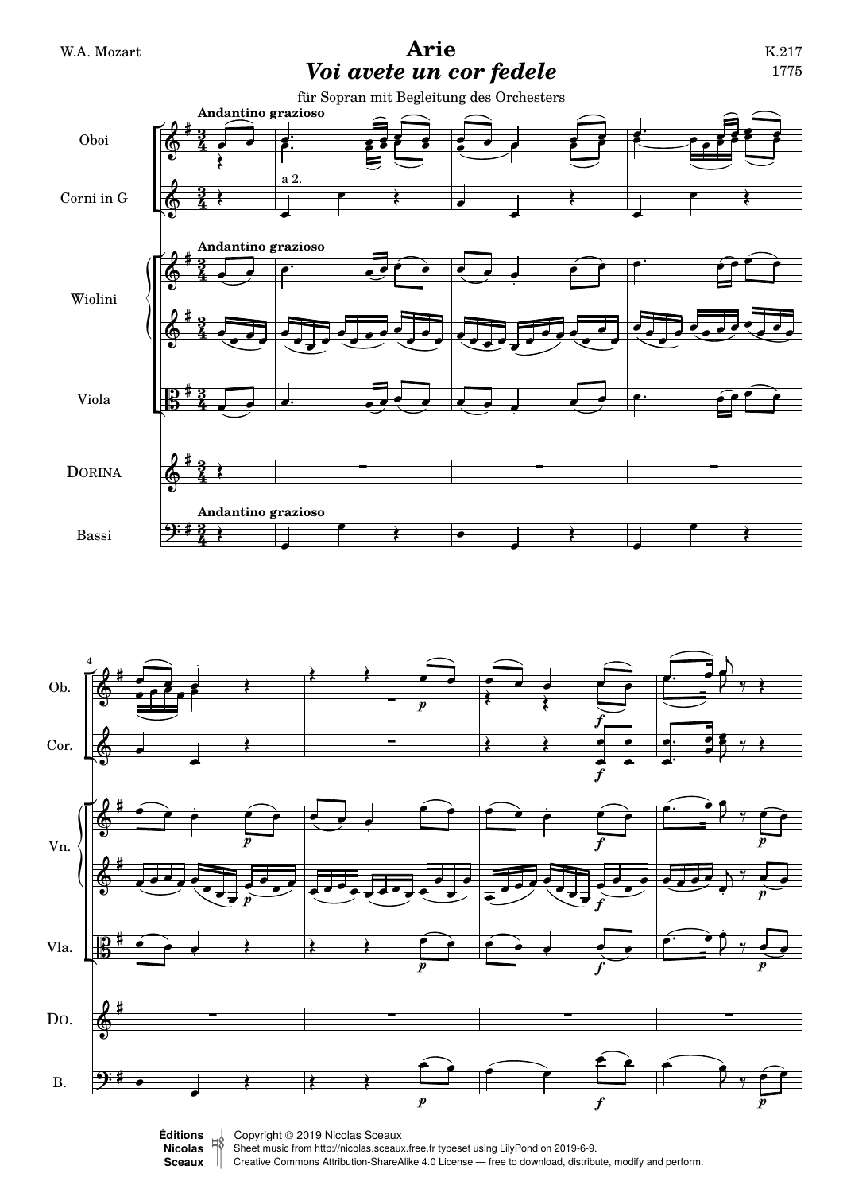W.A. Mozart

# Arie
## *Voi avete un cor fedele*

K.217
1775

für Sopran mit Begleitung des Orchesters

Copyright © 2019 Nicolas Sceaux
Sheet music from http://nicolas.sceaux.free.fr typeset using LilyPond on 2019-6-9.
Creative Commons Attribution-ShareAlike 4.0 License — free to download, distribute, modify and perform.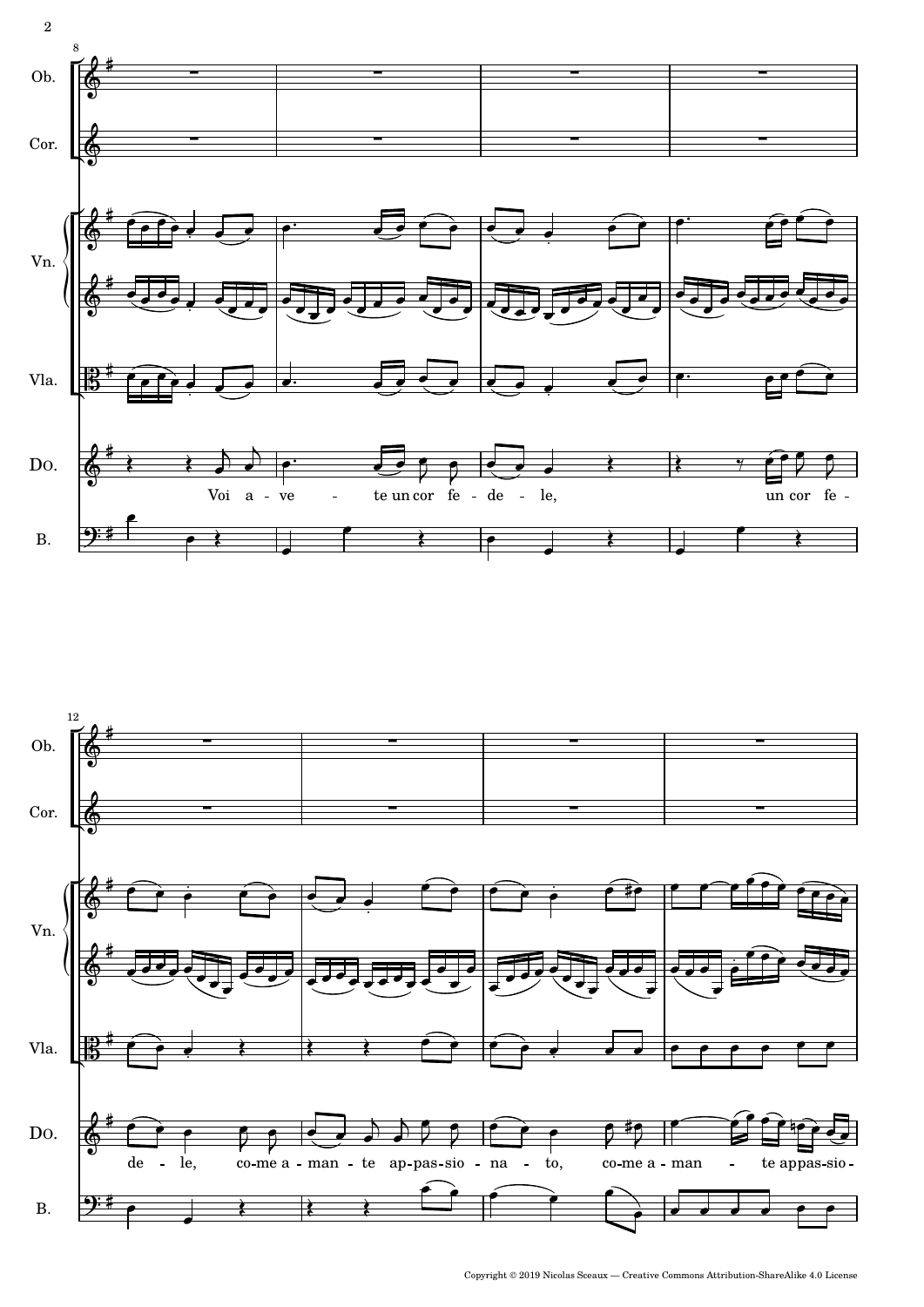Ob.

Cor.

Vn.

Vla.

DO.

Voi a - ve - te un cor fe - de - le, un cor fe - de - le, co-me a - man - te ap-pas-sio - na - to, co-me a - man - te appas-sio -

B.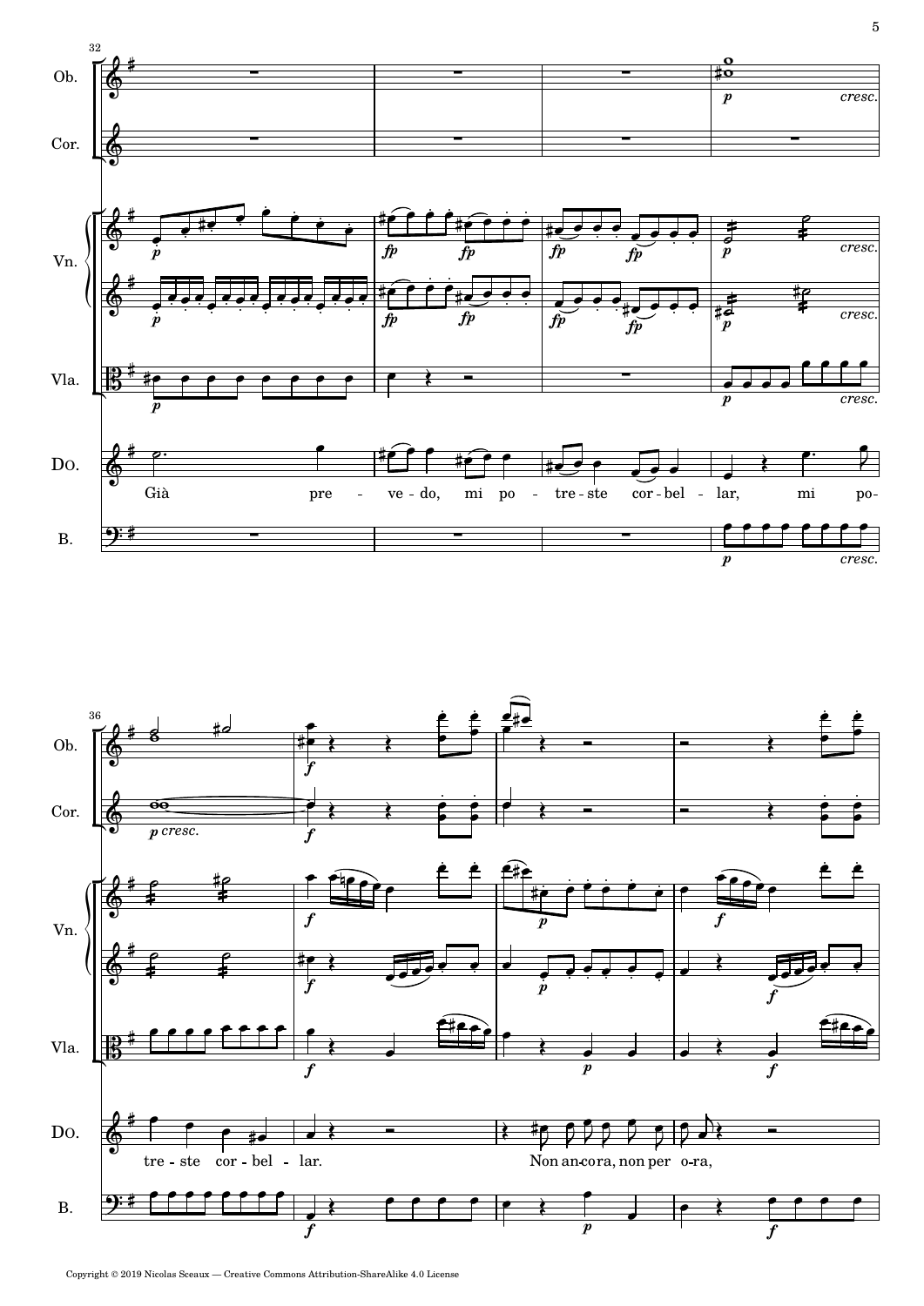Già pre - ve - do, mi po - tre - ste cor - bel - lar, mi po - tre - ste cor - bel - lar.

Non an - co - ra, non per o - ra,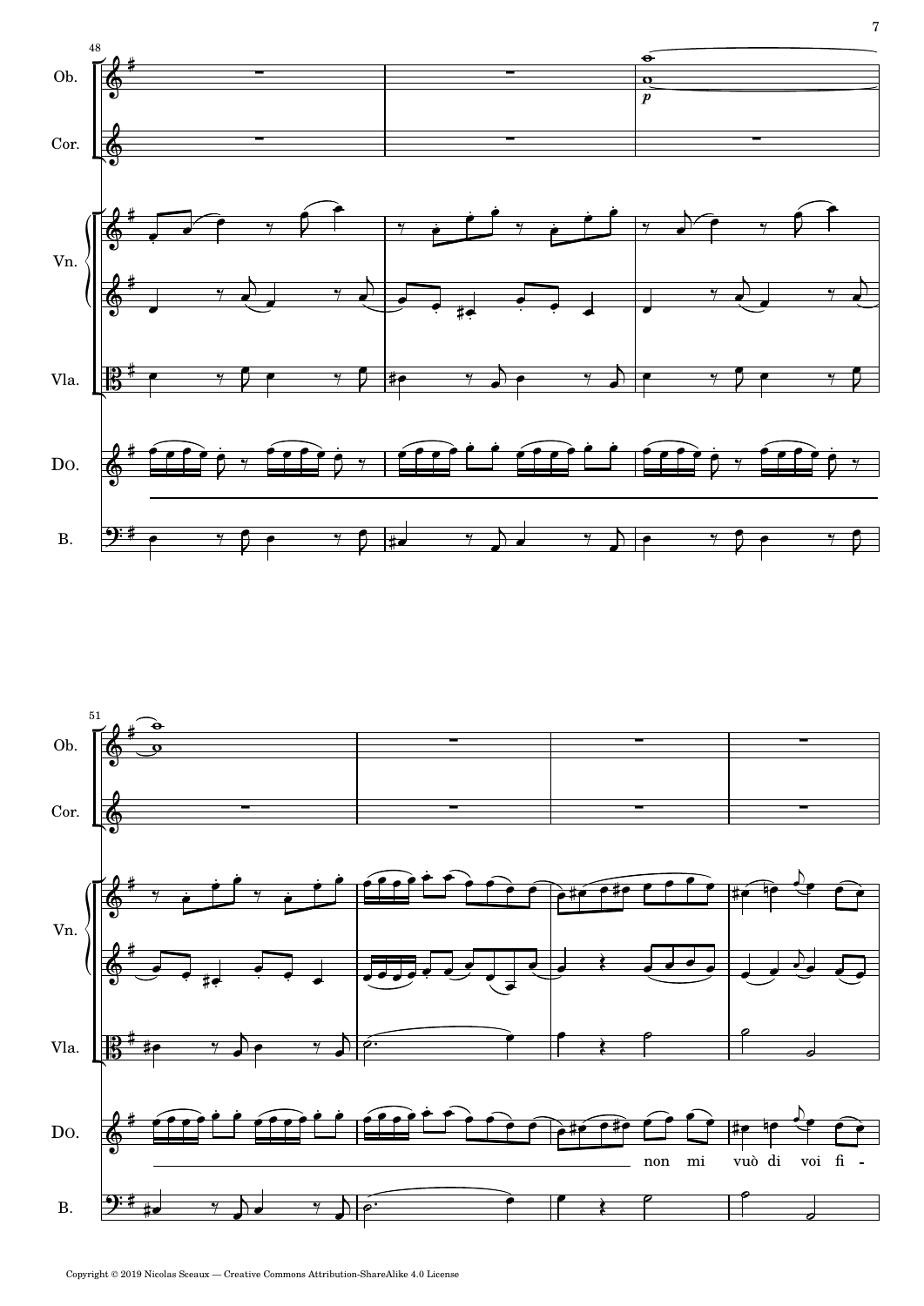48

Ob.

Cor.

Vn.

Vla.

DO.

B.

51

Ob.

Cor.

Vn.

Vla.

DO.

non mi vuò di voi fi -

B.

Copyright © 2019 Nicolas Sceaux — Creative Commons Attribution-ShareAlike 4.0 License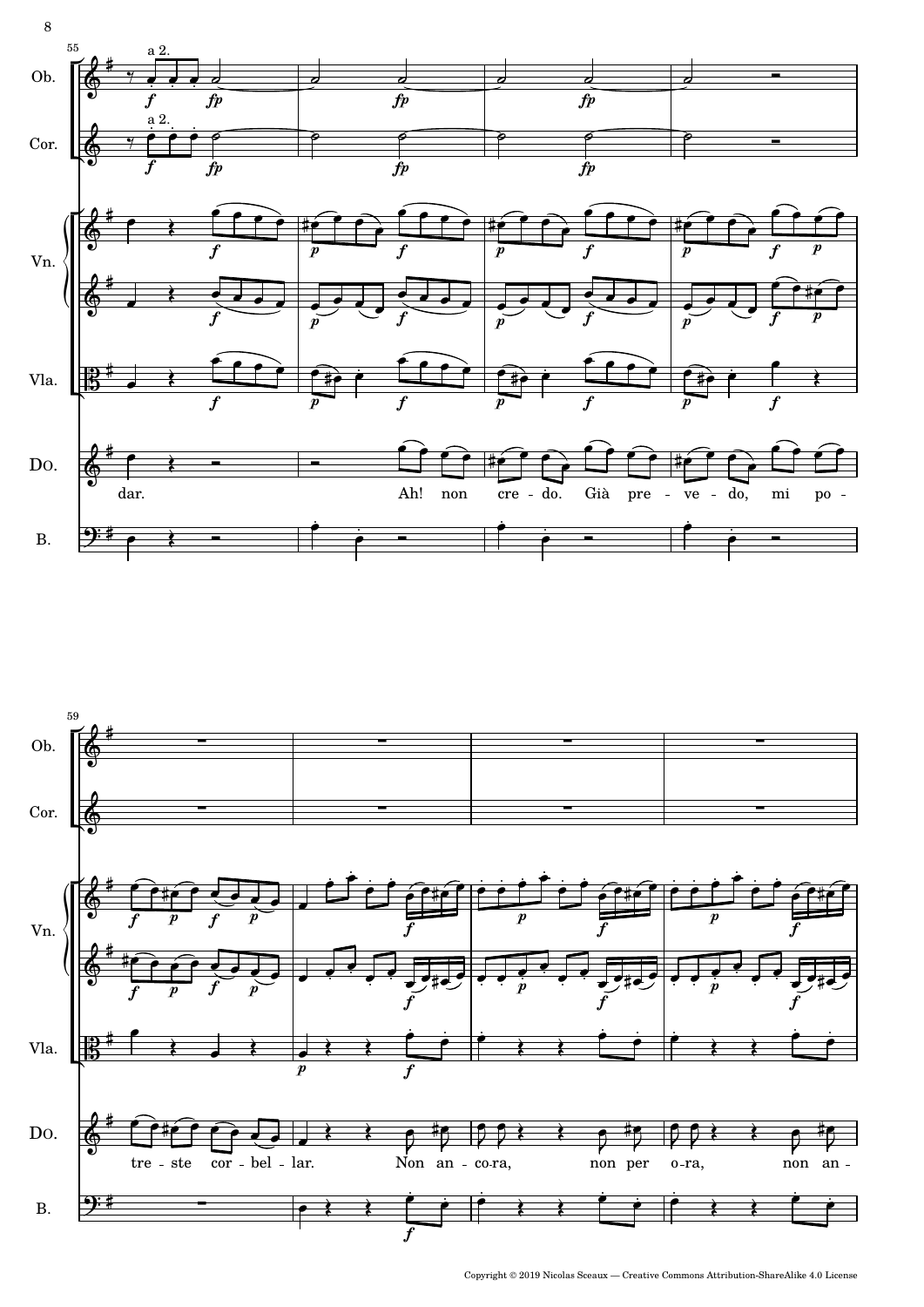dar. Ah! non cre-do. Già pre-ve-do, mi po-tre-ste cor-bel-lar.

Non an-co-ra, non per o-ra, non an-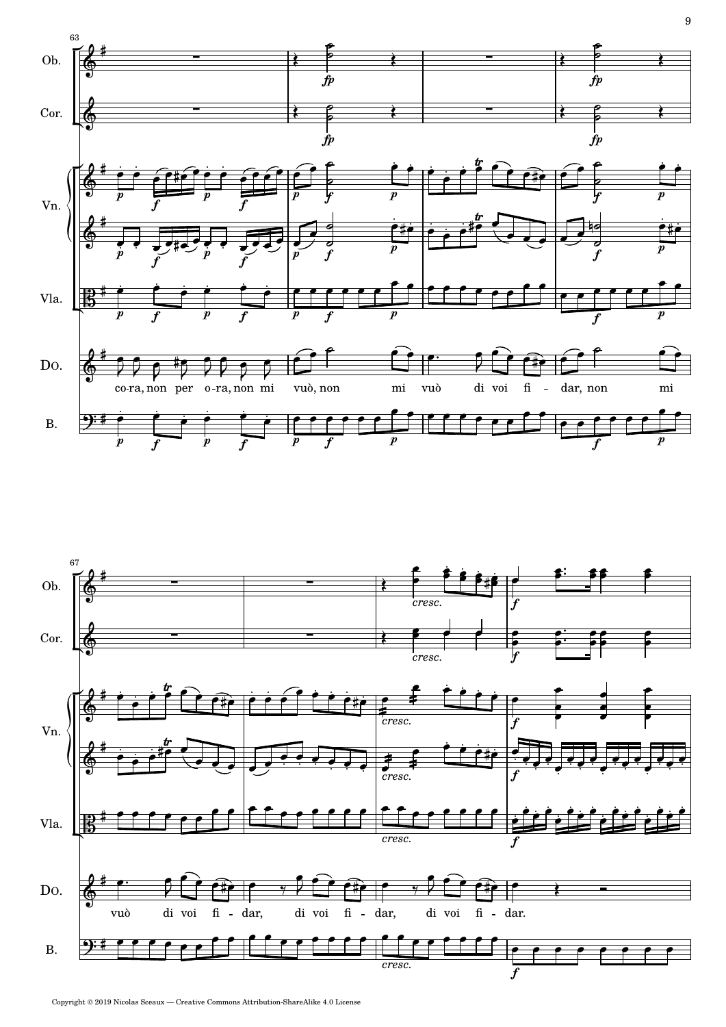Ob.

Cor.

Vn.

Vla.

DO.

co-ra, non per o-ra, non mi vuò, non mi vuò di voi fi - dar, non mi

B.

Ob.

Cor.

Vn.

Vla.

DO.

vuò di voi fi - dar, di voi fi - dar, di voi fi - dar.

B.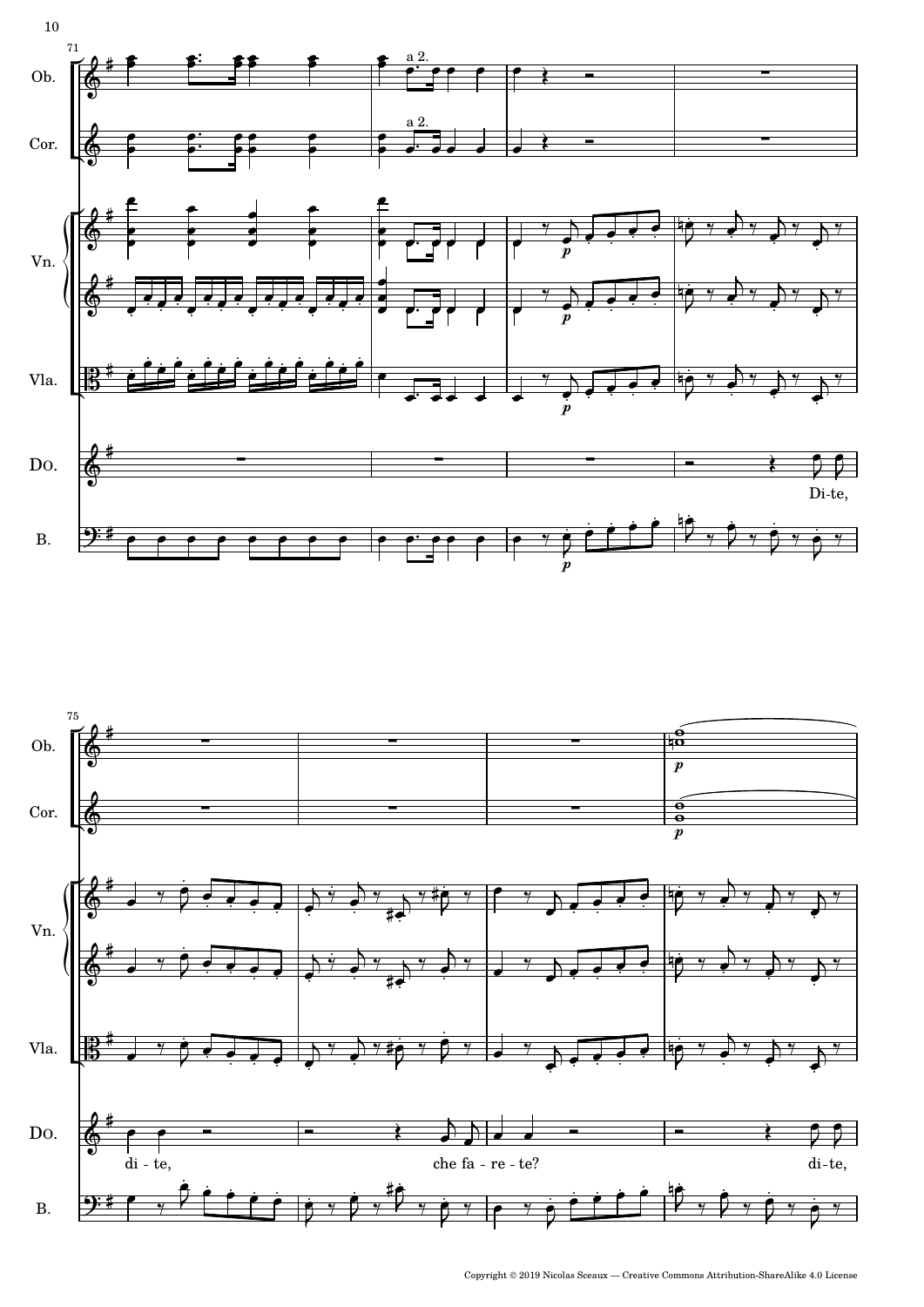Ob.

Cor.

Vn.

Vla.

DO.

B.

Di-te,

di - te,

che fa - re - te?

di-te,

Copyright © 2019 Nicolas Sceaux — Creative Commons Attribution-ShareAlike 4.0 License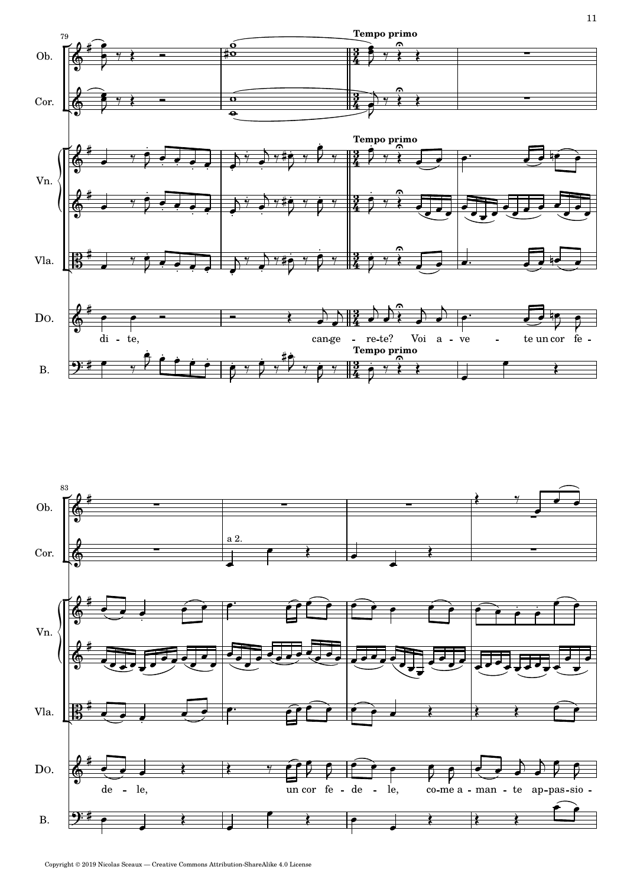Tempo primo

di - te, cange - re - te? Voi a - ve - te un cor fe - de - le, un cor fe - de - le, co - me a - man - te ap - pas - sio -

a 2.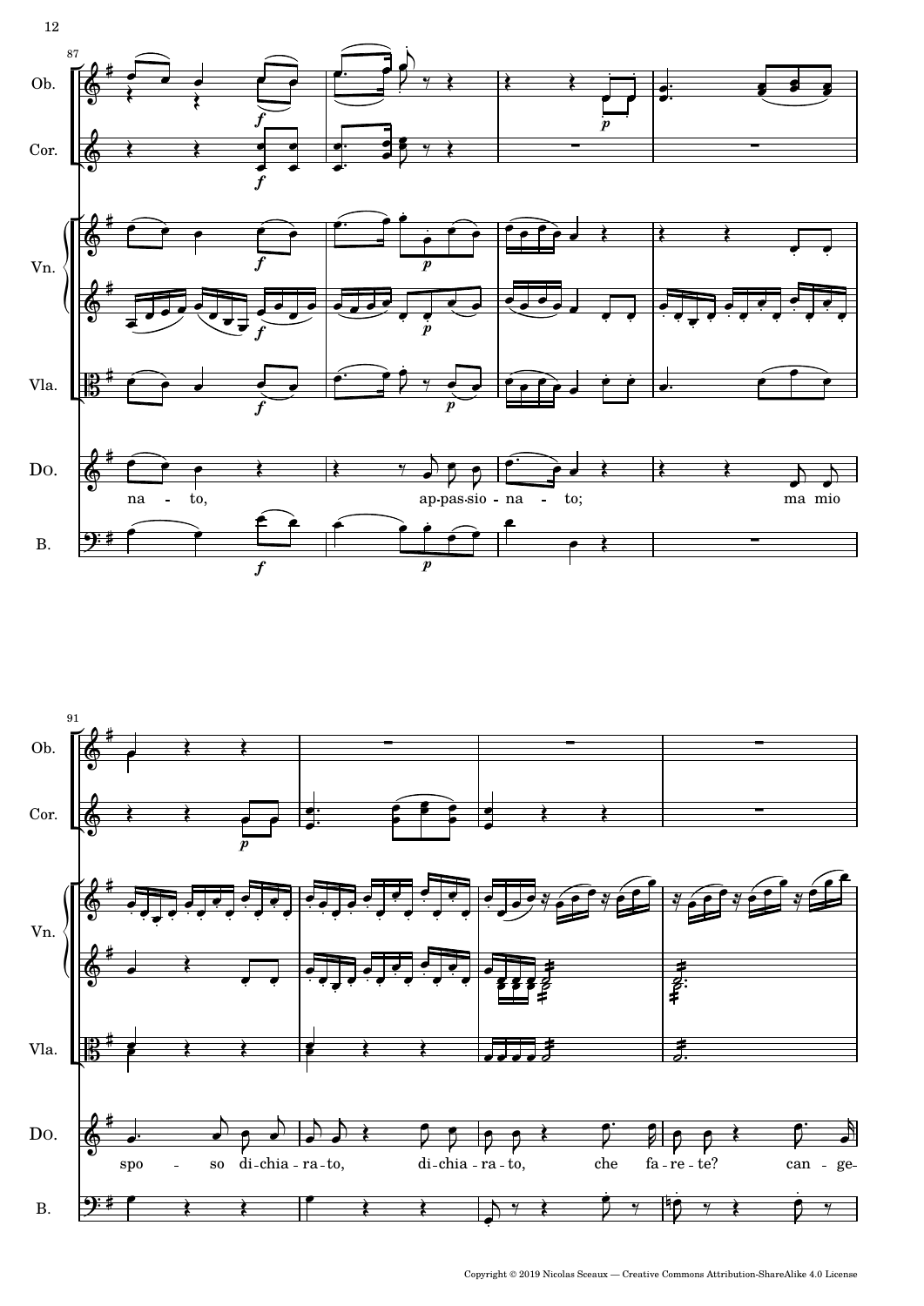87

Ob.

Cor.

Vn.

Vla.

DO.

na - to, ap-pas-sio-na - to; ma mio

B.

91

spo - so di-chia-ra-to, di-chia-ra-to, che fa-re-te? can-ge-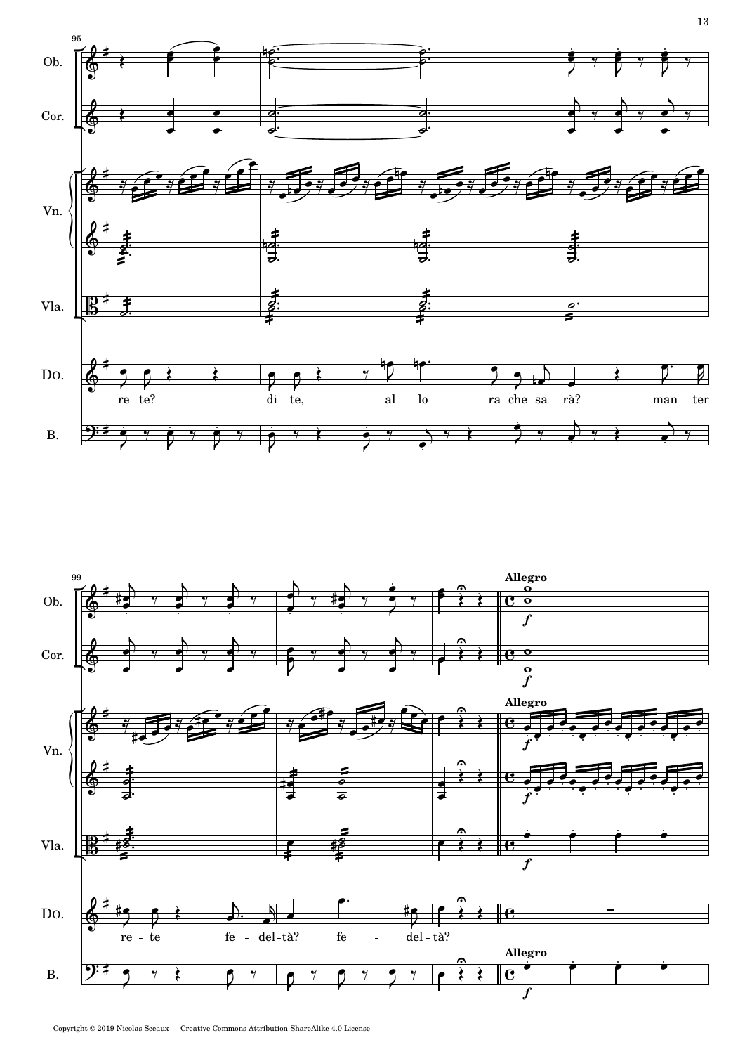Ob.

Cor.

Vn.

Vla.

DO.

re - te? di - te, al - lo - ra che sa - rà? man - ter-

B.

**Allegro**

re - te fe - del - tà? fe - del - tà?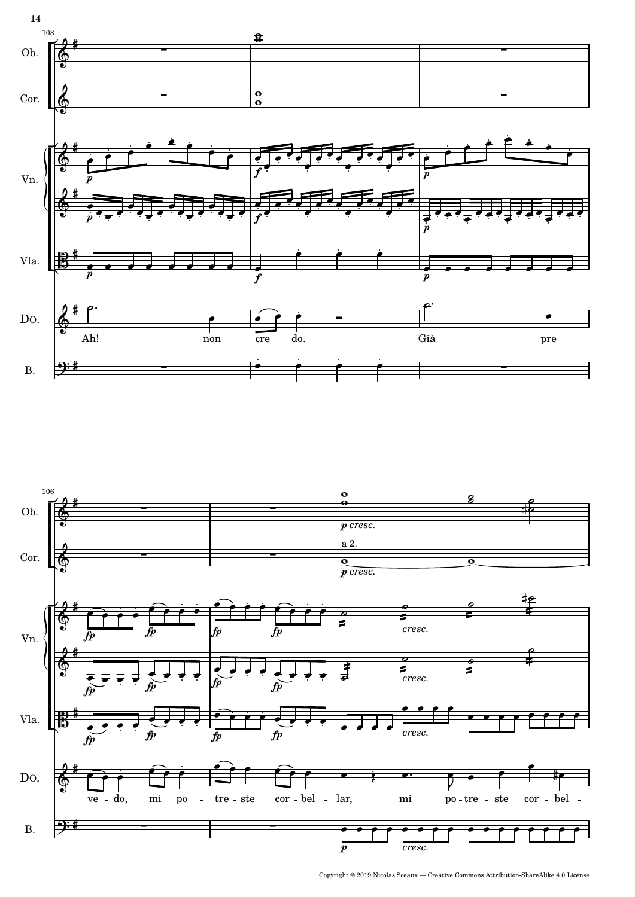Ob.

Cor.

Vn.

Vla.

DO.

Ah! non cre - do. Già pre -

B.

Ob.

Cor.

Vn.

Vla.

DO.

ve - do, mi po - tre - ste cor - bel - lar, mi po - tre - ste cor - bel -

B.

Copyright © 2019 Nicolas Sceaux — Creative Commons Attribution-ShareAlike 4.0 License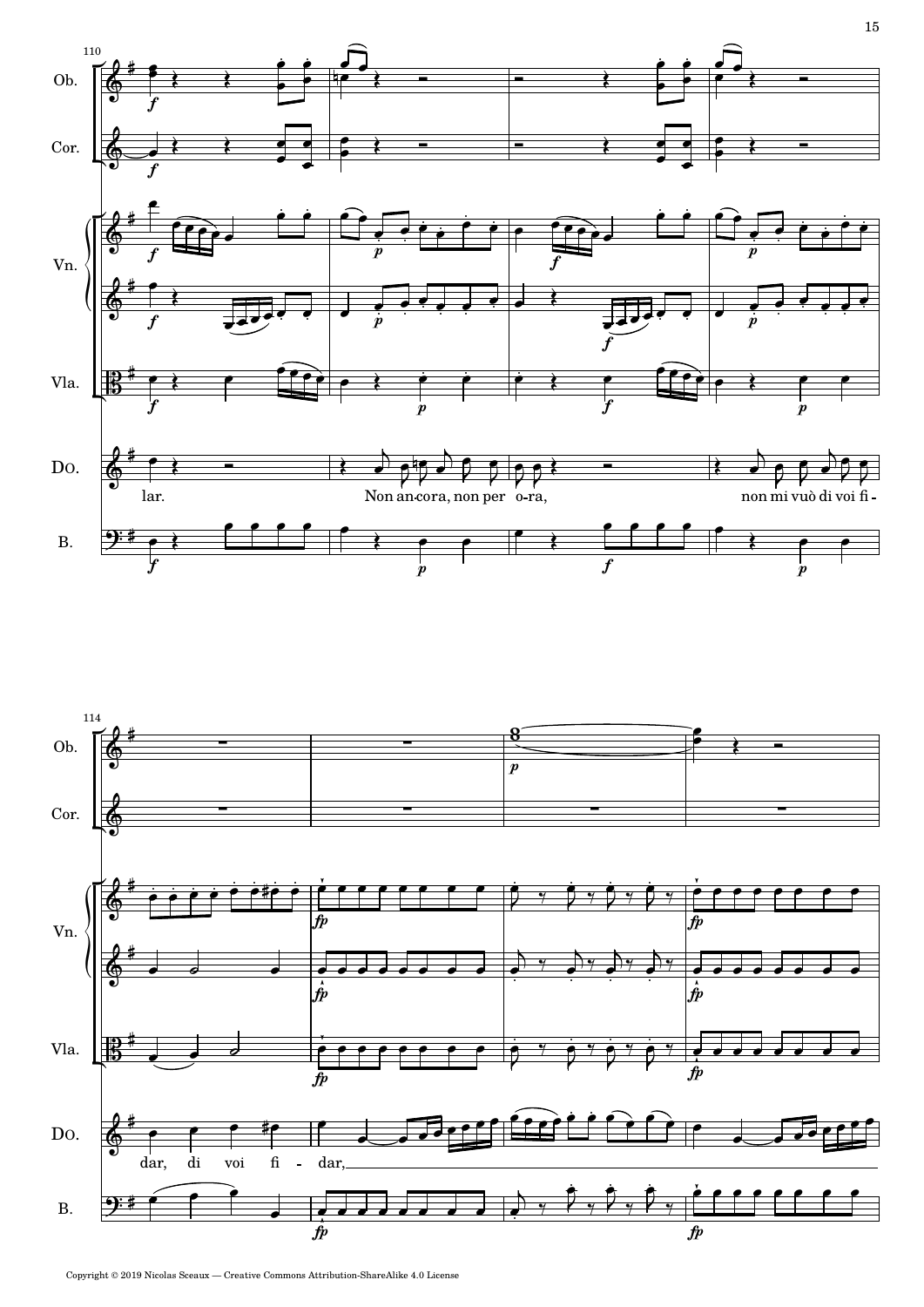Ob.

Cor.

Vn.

Vla.

DO.

lar. Non an-cora, non per o-ra, non mi vuò di voi fi-

B.

Ob.

Cor.

Vn.

Vla.

DO.

dar, di voi fi - dar,

B.

Copyright © 2019 Nicolas Sceaux — Creative Commons Attribution-ShareAlike 4.0 License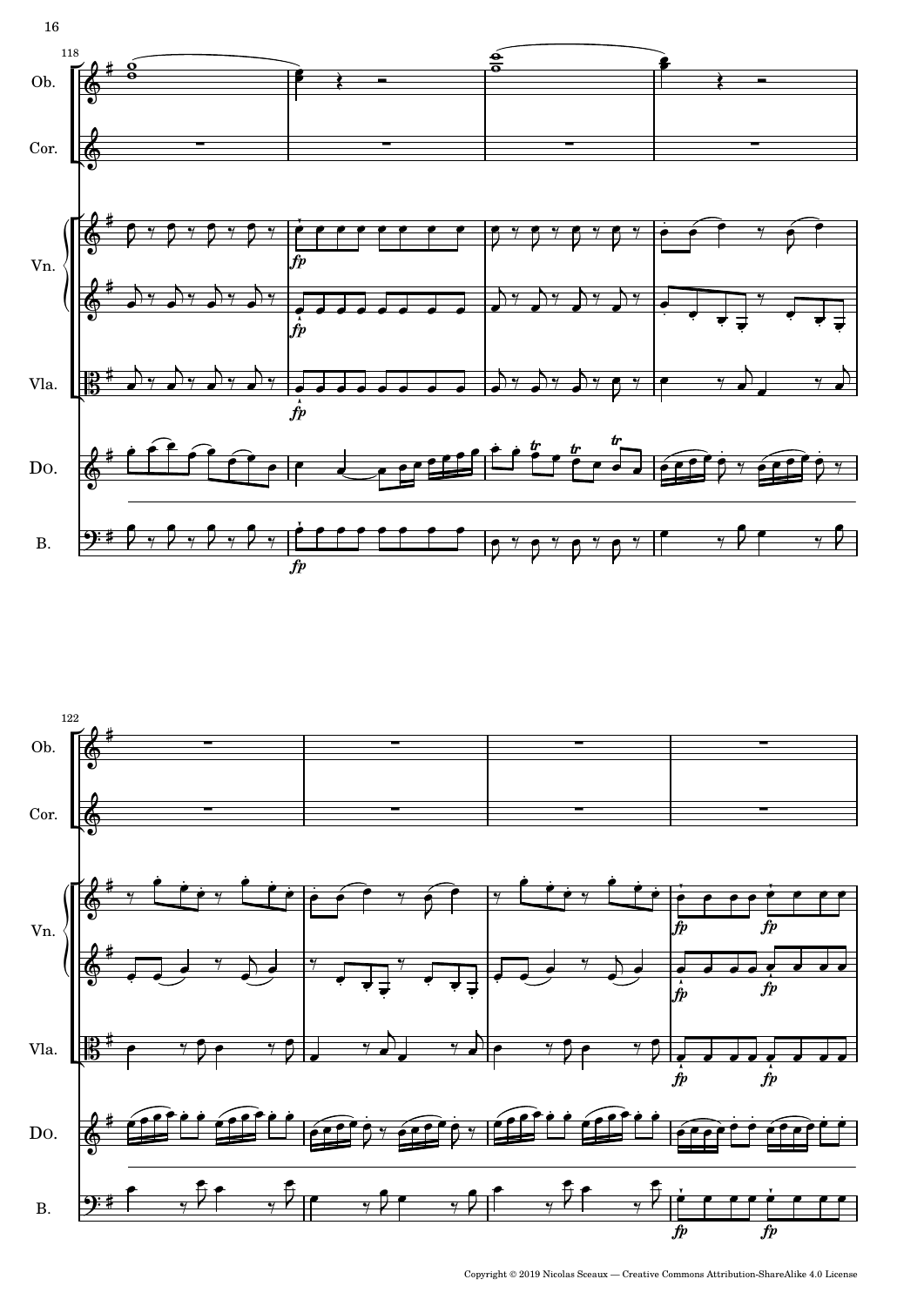Copyright © 2019 Nicolas Sceaux — Creative Commons Attribution-ShareAlike 4.0 License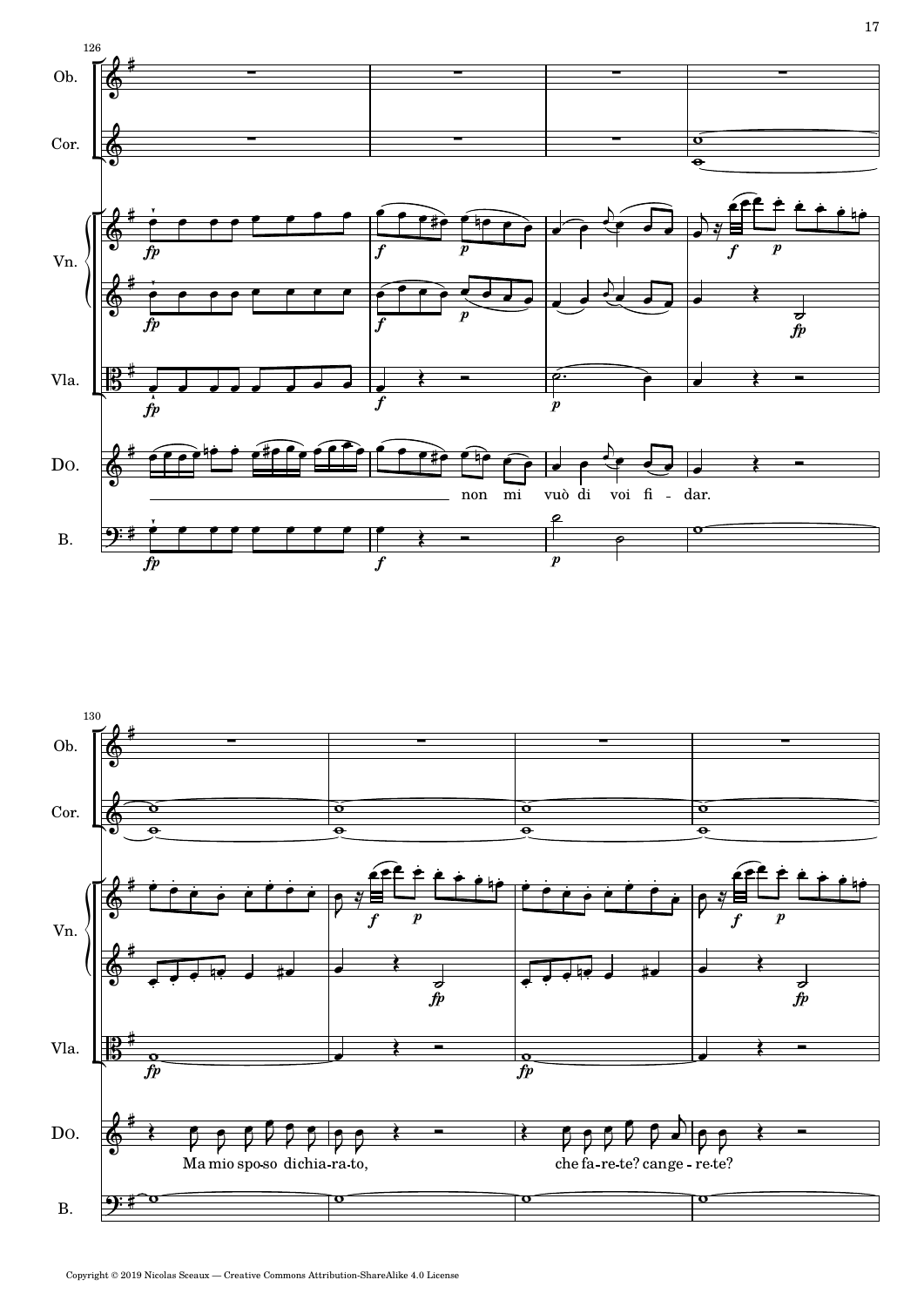Ob.

Cor.

Vn.

Vla.

DO.

non mi vuò di voi fi - dar.

B.

Ma mio spo-so dichia-ra-to, che fa-re-te? cange - re-te?

Copyright © 2019 Nicolas Sceaux — Creative Commons Attribution-ShareAlike 4.0 License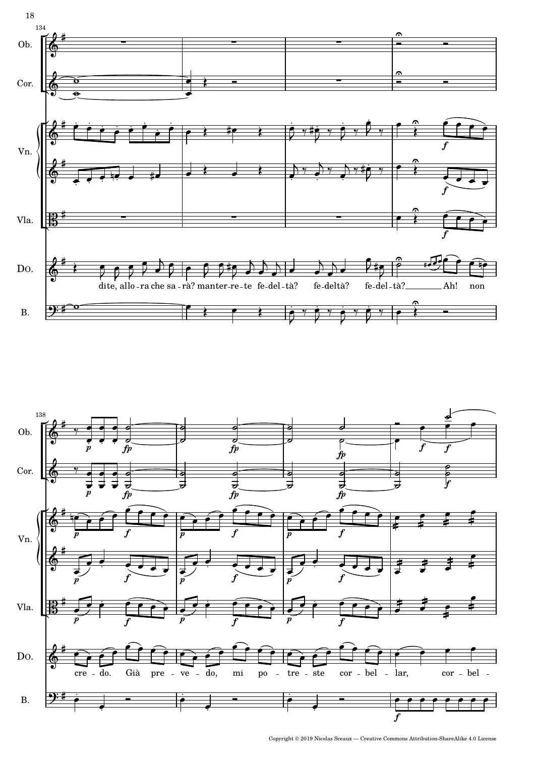134

Ob.

Cor.

Vn.

Vla.

DO.

dite, allo - ra che sa - rà? manter - re - te fe - del - tà? fe - deltà? fe - del - tà? Ah! non

B.

138

Ob.

Cor.

Vn.

Vla.

DO.

cre - do. Già pre - ve - do, mi po - tre - ste cor - bel - lar, cor - bel -

B.

Copyright © 2019 Nicolas Sceaux — Creative Commons Attribution-ShareAlike 4.0 License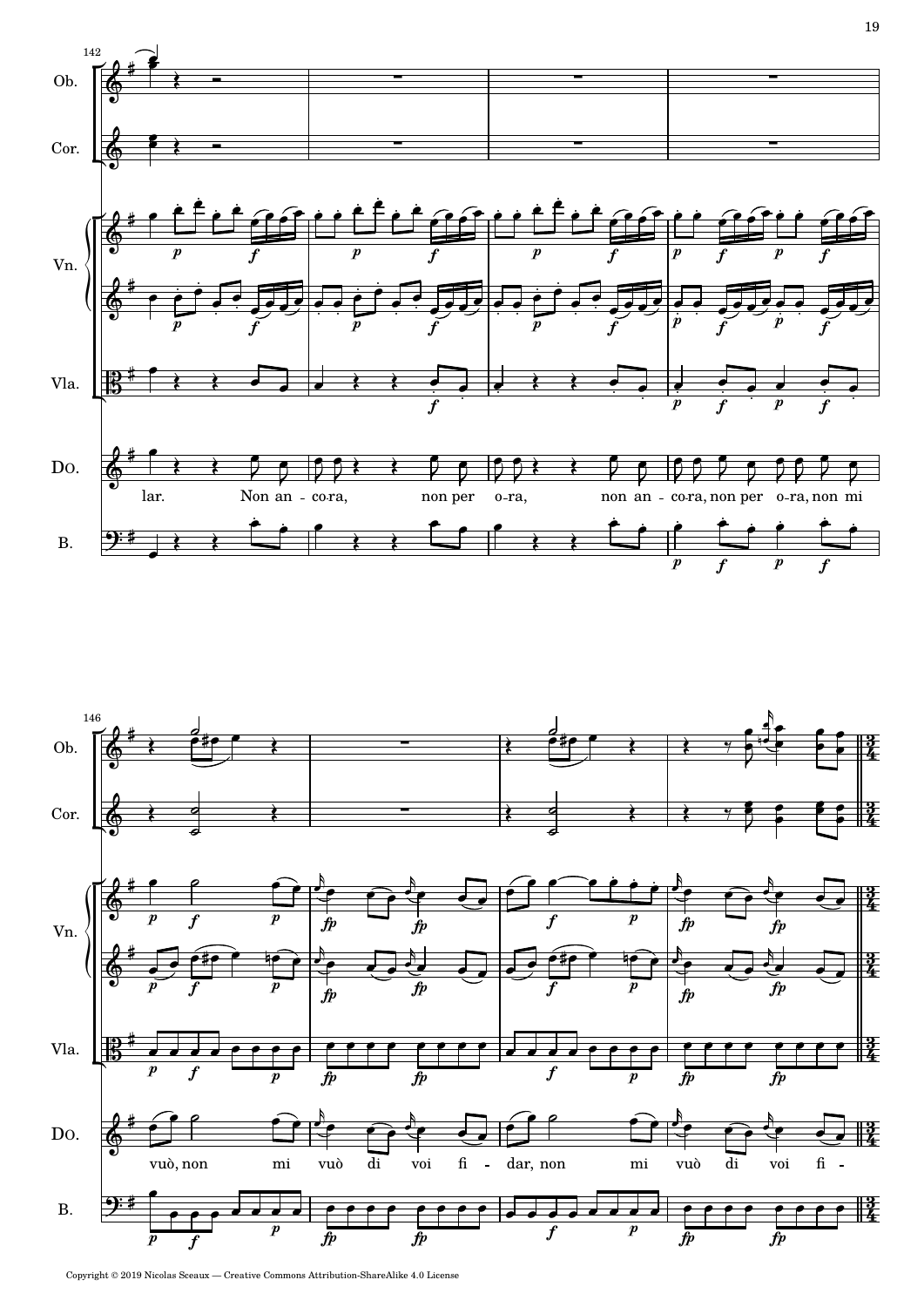Ob.

Cor.

Vn.

Vla.

DO.

B.

lar. Non an - co-ra, non per o-ra, non an - co-ra, non per o-ra, non mi

vuò, non mi vuò di voi fi - dar, non mi vuò di voi fi -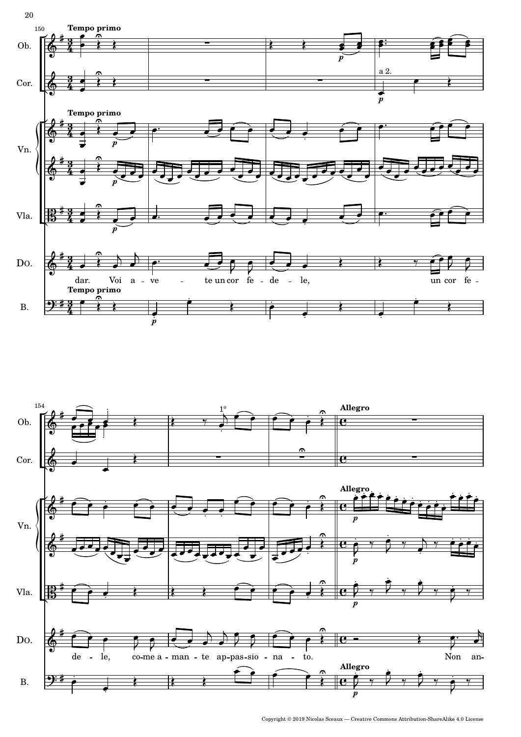**Tempo primo**

Ob.

Cor.

Vn.

Vla.

DO.

B.

dar. Voi a - ve - te un cor fe - de - le, un cor fe - de - le, co-me a - man - te ap-pas-sio - na - to. Non an-

**Allegro**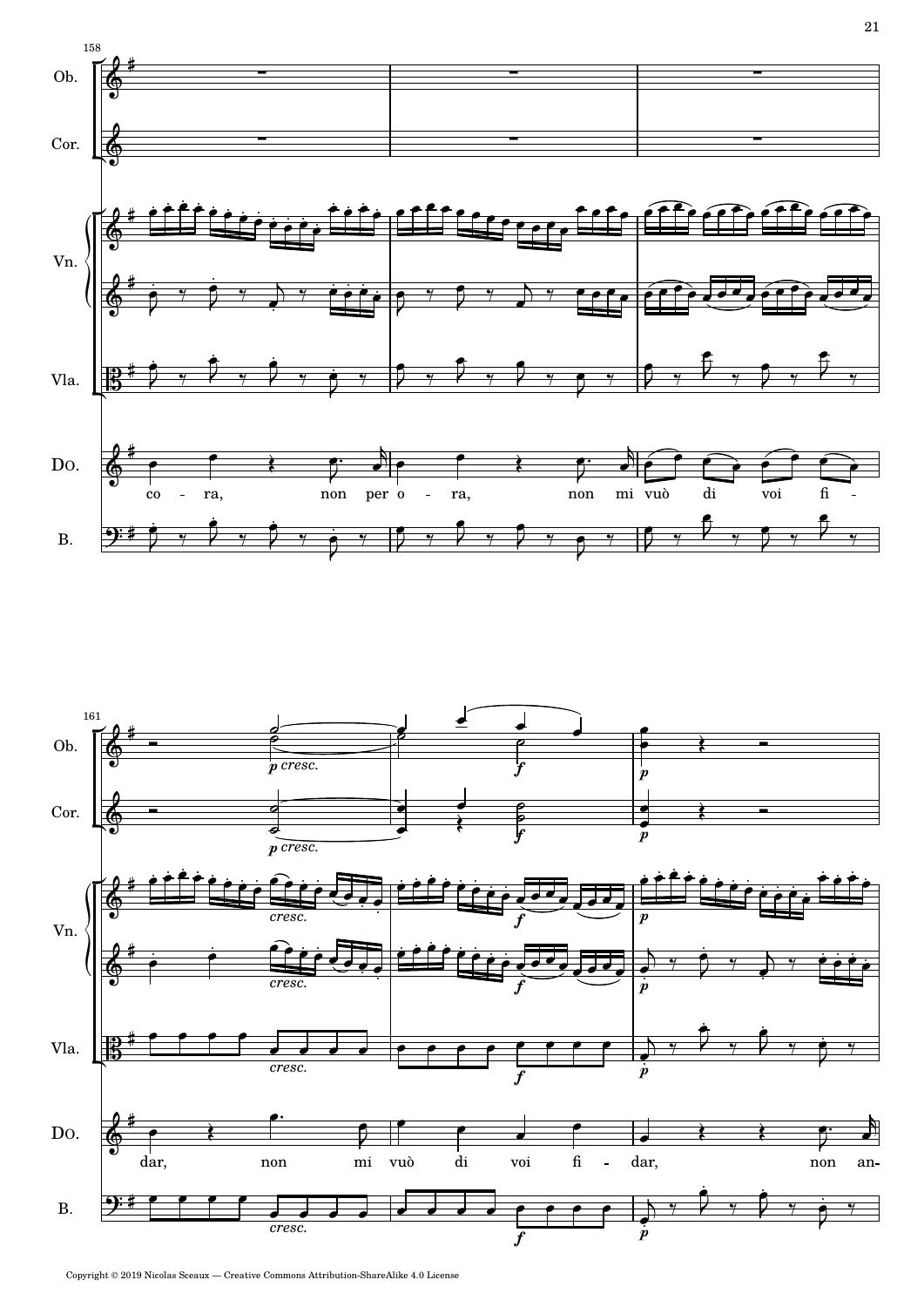Ob.

Cor.

Vn.

Vla.

DO.

co - ra, non per o - ra, non mi vuò di voi fi -

B.

Ob.

Cor.

Vn.

Vla.

DO.

dar, non mi vuò di voi fi - dar, non an-

B.

Copyright © 2019 Nicolas Sceaux — Creative Commons Attribution-ShareAlike 4.0 License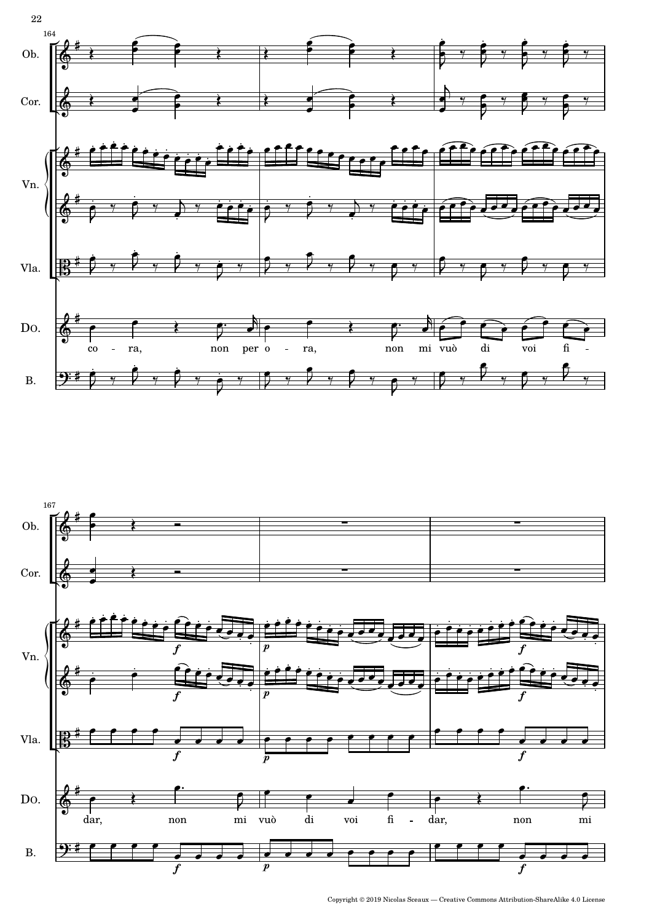164

Ob.

Cor.

Vn.

Vla.

DO.

co - ra, non per o - ra, non mi vuò di voi fi -

B.

167

Ob.

Cor.

Vn.

Vla.

DO.

dar, non mi vuò di voi fi - dar, non mi

B.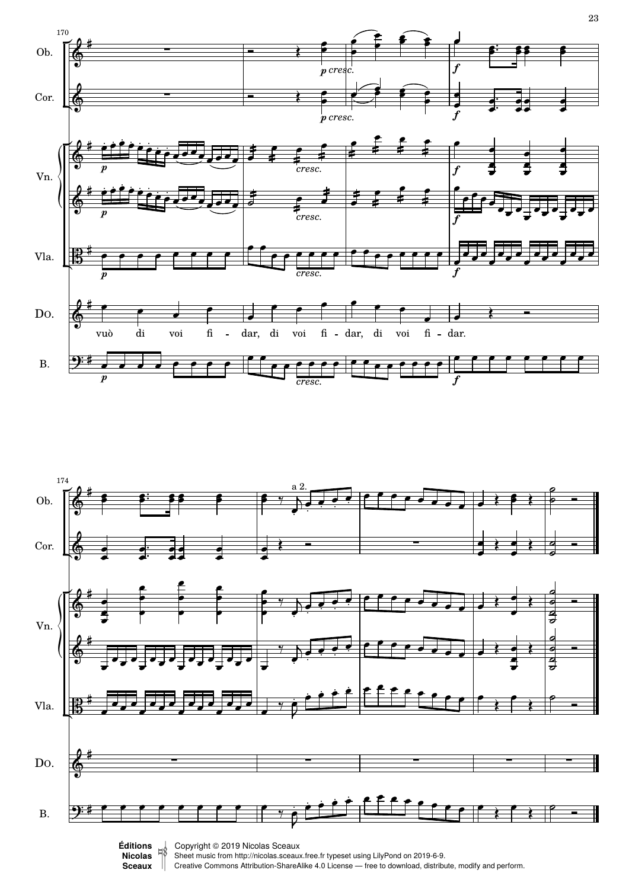vuò di voi fi - dar, di voi fi - dar, di voi fi - dar.

Éditions Nicolas Sceaux

Copyright © 2019 Nicolas Sceaux
Sheet music from http://nicolas.sceaux.free.fr typeset using LilyPond on 2019-6-9.
Creative Commons Attribution-ShareAlike 4.0 License — free to download, distribute, modify and perform.